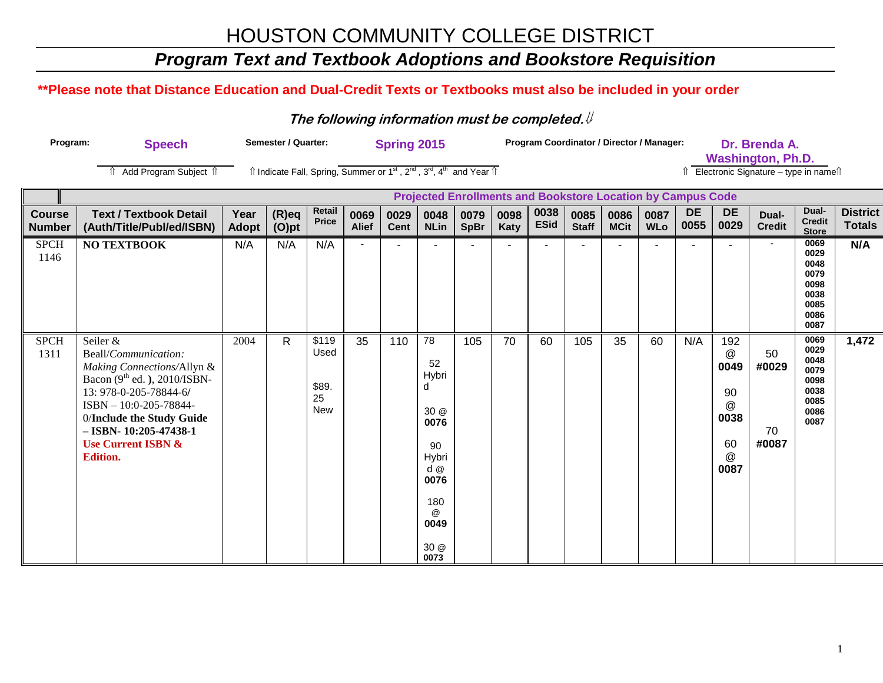# HOUSTON COMMUNITY COLLEGE DISTRICT

## *Program Text and Textbook Adoptions and Bookstore Requisition*

**\*\*Please note that Distance Education and Dual-Credit Texts or Textbooks must also be included in your order**

***The following information must be completed.⇓***

**Program:** **Speech** ⇑ Add Program Subject ⇑

**Semester / Quarter:** **Spring 2015** ⇑ Indicate Fall, Spring, Summer or 1st, 2nd, 3rd, 4th and Year ⇑

**Program Coordinator / Director / Manager:** **Dr. Brenda A. Washington, Ph.D.** ⇑ Electronic Signature – type in name⇑

| | | | | | Projected Enrollments and Bookstore Location by Campus Code | | | | | | | | | | | | | |
|---|---|---|---|---|---|---|---|---|---|---|---|---|---|---|---|---|---|---|
| **Course Number** | **Text / Textbook Detail (Auth/Title/Publ/ed/ISBN)** | **Year Adopt** | **(R)eq (O)pt** | **Retail Price** | **0069 Alief** | **0029 Cent** | **0048 NLin** | **0079 SpBr** | **0098 Katy** | **0038 ESid** | **0085 Staff** | **0086 MCit** | **0087 WLo** | **DE 0055** | **DE 0029** | **Dual-Credit** | **Dual-Credit Store** | **District Totals** |
| SPCH 1146 | **NO TEXTBOOK** | N/A | N/A | N/A | - | - | - | - | - | - | - | - | - | - | - | - | 0069 0029 0048 0079 0098 0038 0085 0086 0087 | **N/A** |
| SPCH 1311 | Seiler & Beall/*Communication: Making Connections*/Allyn & Bacon (9th ed. **)**, 2010/ISBN-13: 978-0-205-78844-6/ ISBN – 10:0-205-78844-0/**Include the Study Guide – ISBN- 10:205-47438-1** **Use Current ISBN & Edition.** | 2004 | R | $119 Used $89.25 New | 35 | 110 | 78 52 Hybrid 30 @ **0076** 90 Hybrid @ **0076** 180 @ **0049** 30 @ **0073** | 105 | 70 | 60 | 105 | 35 | 60 | N/A | 192 @ **0049** 90 @ **0038** 60 @ **0087** | 50 **#0029** 70 **#0087** | 0069 0029 0048 0079 0098 0038 0085 0086 0087 | **1,472** |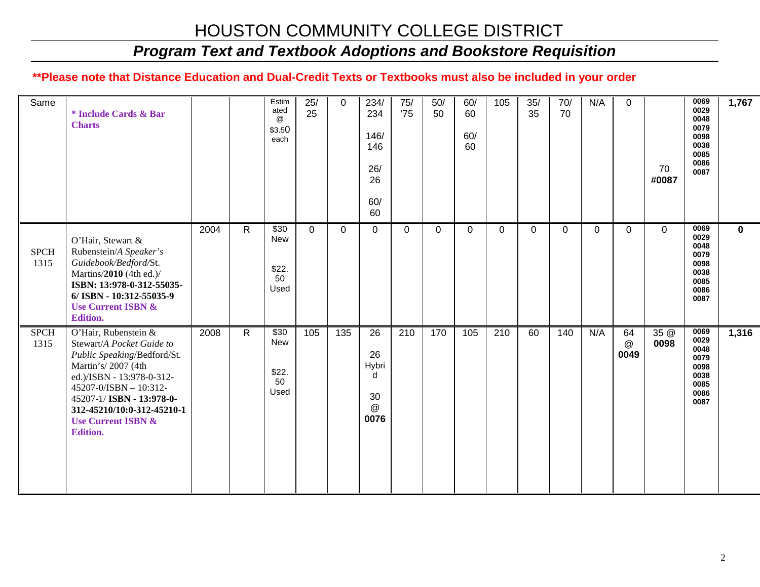# HOUSTON COMMUNITY COLLEGE DISTRICT

## *Program Text and Textbook Adoptions and Bookstore Requisition*

**\*\*Please note that Distance Education and Dual-Credit Texts or Textbooks must also be included in your order**

| | | | | | | | | | | | | | | | | | | |
|---|---|---|---|---|---|---|---|---|---|---|---|---|---|---|---|---|---|---|
| Same | **\* Include Cards & Bar Charts** | | | Estimated @ $3.50 each | 25/ 25 | 0 | 234/ 234<br>146/ 146<br>26/ 26<br>60/ 60 | 75/ '75 | 50/ 50 | 60/ 60<br>60/ 60 | 105 | 35/ 35 | 70/ 70 | N/A | 0 | 70 **#0087** | **0069 0029 0048 0079 0098 0038 0085 0086 0087** | **1,767** |
| SPCH 1315 | O'Hair, Stewart & Rubenstein/*A Speaker's Guidebook/Bedford/*St. Martins/**2010** (4th ed.)/ **ISBN: 13:978-0-312-55035-6/ ISBN - 10:312-55035-9** **Use Current ISBN & Edition.** | 2004 | R | $30 New<br>$22.50 Used | 0 | 0 | 0 | 0 | 0 | 0 | 0 | 0 | 0 | 0 | 0 | 0 | **0069 0029 0048 0079 0098 0038 0085 0086 0087** | **0** |
| SPCH 1315 | O'Hair, Rubenstein & Stewart/*A Pocket Guide to Public Speaking*/Bedford/St. Martin's/ 2007 (4th ed.)/ISBN - 13:978-0-312-45207-0/ISBN – 10:312-45207-1/ **ISBN - 13:978-0-312-45210/10:0-312-45210-1** **Use Current ISBN & Edition.** | 2008 | R | $30 New<br>$22.50 Used | 105 | 135 | 26<br>26 Hybrid<br>30 @ **0076** | 210 | 170 | 105 | 210 | 60 | 140 | N/A | 64 @ **0049** | 35 @ **0098** | **0069 0029 0048 0079 0098 0038 0085 0086 0087** | **1,316** |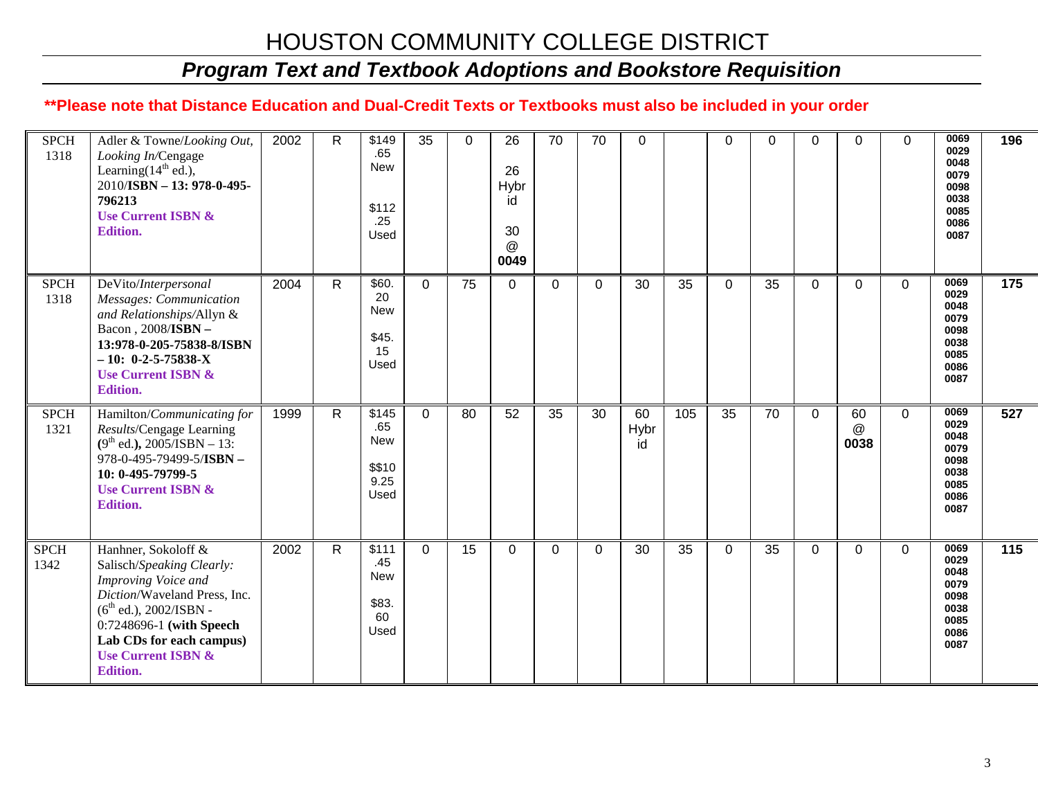# HOUSTON COMMUNITY COLLEGE DISTRICT

## *Program Text and Textbook Adoptions and Bookstore Requisition*

**\*\*Please note that Distance Education and Dual-Credit Texts or Textbooks must also be included in your order**

| | | | | | | | | | | | | | | | | | | |
|---|---|---|---|---|---|---|---|---|---|---|---|---|---|---|---|---|---|---|
| SPCH 1318 | Adler & Towne/*Looking Out, Looking In*/Cengage Learning(14th ed.), 2010/**ISBN – 13: 978-0-495-796213** **Use Current ISBN & Edition.** | 2002 | R | $149.65 New $112.25 Used | 35 | 0 | 26 26 Hybrid 30 @ **0049** | 70 | 70 | 0 | | 0 | 0 | 0 | 0 | 0 | **0069 0029 0048 0079 0098 0038 0085 0086 0087** | **196** |
| SPCH 1318 | DeVito/*Interpersonal Messages: Communication and Relationships*/Allyn & Bacon , 2008/**ISBN – 13:978-0-205-75838-8/ISBN – 10: 0-2-5-75838-X** **Use Current ISBN & Edition.** | 2004 | R | $60.20 New $45.15 Used | 0 | 75 | 0 | 0 | 0 | 30 | 35 | 0 | 35 | 0 | 0 | 0 | **0069 0029 0048 0079 0098 0038 0085 0086 0087** | **175** |
| SPCH 1321 | Hamilton/*Communicating for Results*/Cengage Learning **(**9th ed.**)**, 2005/ISBN – 13: 978-0-495-79499-5/**ISBN – 10: 0-495-79799-5** **Use Current ISBN & Edition.** | 1999 | R | $145.65 New $$109.25 Used | 0 | 80 | 52 | 35 | 30 | 60 Hybrid | 105 | 35 | 70 | 0 | 60 @ **0038** | 0 | **0069 0029 0048 0079 0098 0038 0085 0086 0087** | **527** |
| SPCH 1342 | Hanhner, Sokoloff & Salisch/*Speaking Clearly: Improving Voice and Diction*/Waveland Press, Inc. (6th ed.), 2002/ISBN - 0:7248696-1 **(with Speech Lab CDs for each campus)** **Use Current ISBN & Edition.** | 2002 | R | $111.45 New $83.60 Used | 0 | 15 | 0 | 0 | 0 | 30 | 35 | 0 | 35 | 0 | 0 | 0 | **0069 0029 0048 0079 0098 0038 0085 0086 0087** | **115** |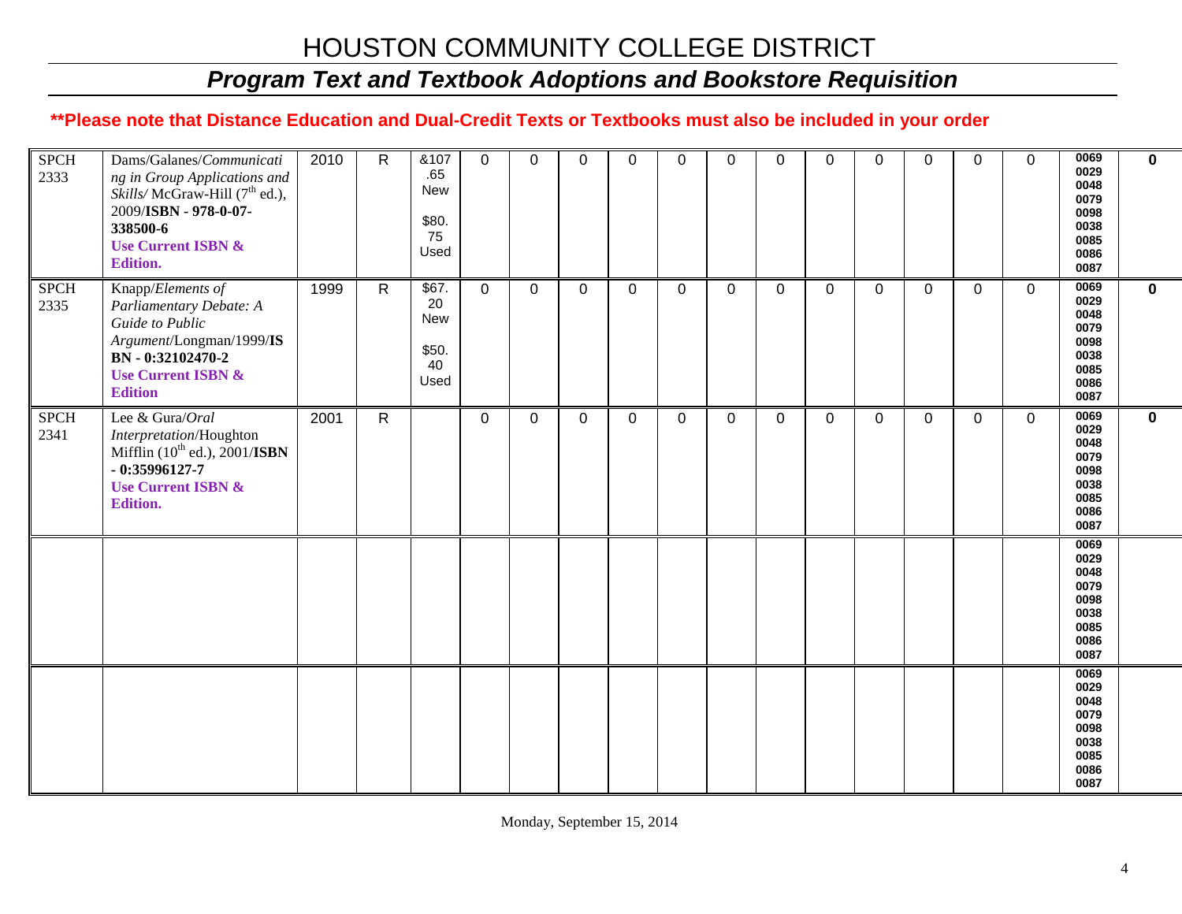# HOUSTON COMMUNITY COLLEGE DISTRICT

## *Program Text and Textbook Adoptions and Bookstore Requisition*

**\*\*Please note that Distance Education and Dual-Credit Texts or Textbooks must also be included in your order**

| | | | | | | | | | | | | | | | | | | |
|---|---|---|---|---|---|---|---|---|---|---|---|---|---|---|---|---|---|---|
| SPCH 2333 | Dams/Galanes/*Communicating in Group Applications and Skills*/ McGraw-Hill (7th ed.), 2009/**ISBN - 978-0-07-338500-6** **Use Current ISBN & Edition.** | 2010 | R | &107.65 New $80.75 Used | 0 | 0 | 0 | 0 | 0 | 0 | 0 | 0 | 0 | 0 | 0 | 0 | 0069 0029 0048 0079 0098 0038 0085 0086 0087 | **0** |
| SPCH 2335 | Knapp/*Elements of Parliamentary Debate: A Guide to Public Argument*/Longman/1999/**ISBN - 0:32102470-2** **Use Current ISBN & Edition** | 1999 | R | $67.20 New $50.40 Used | 0 | 0 | 0 | 0 | 0 | 0 | 0 | 0 | 0 | 0 | 0 | 0 | 0069 0029 0048 0079 0098 0038 0085 0086 0087 | **0** |
| SPCH 2341 | Lee & Gura/*Oral Interpretation*/Houghton Mifflin (10th ed.), 2001/**ISBN - 0:35996127-7** **Use Current ISBN & Edition.** | 2001 | R | | 0 | 0 | 0 | 0 | 0 | 0 | 0 | 0 | 0 | 0 | 0 | 0 | 0069 0029 0048 0079 0098 0038 0085 0086 0087 | **0** |
| | | | | | | | | | | | | | | | | | 0069 0029 0048 0079 0098 0038 0085 0086 0087 | |
| | | | | | | | | | | | | | | | | | 0069 0029 0048 0079 0098 0038 0085 0086 0087 | |

Monday, September 15, 2014